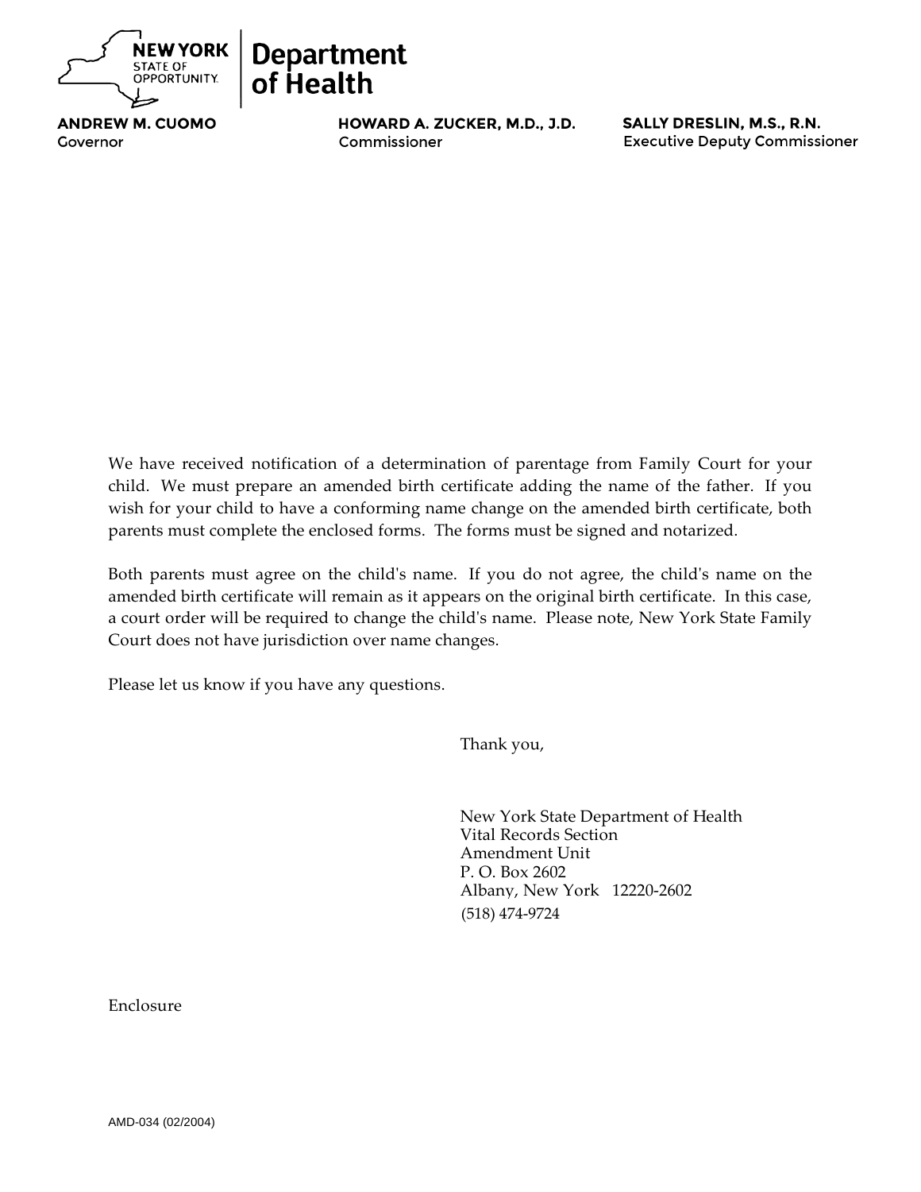**NEW YORK** STATE OF OPPORTUNITY. | **Department of Health**

**ANDREW M. CUOMO**
Governor

**HOWARD A. ZUCKER, M.D., J.D.**
Commissioner

**SALLY DRESLIN, M.S., R.N.**
Executive Deputy Commissioner

We have received notification of a determination of parentage from Family Court for your child. We must prepare an amended birth certificate adding the name of the father. If you wish for your child to have a conforming name change on the amended birth certificate, both parents must complete the enclosed forms. The forms must be signed and notarized.

Both parents must agree on the child's name. If you do not agree, the child's name on the amended birth certificate will remain as it appears on the original birth certificate. In this case, a court order will be required to change the child's name. Please note, New York State Family Court does not have jurisdiction over name changes.

Please let us know if you have any questions.

Thank you,

New York State Department of Health
Vital Records Section
Amendment Unit
P. O. Box 2602
Albany, New York 12220-2602
(518) 474-9724

Enclosure

AMD-034 (02/2004)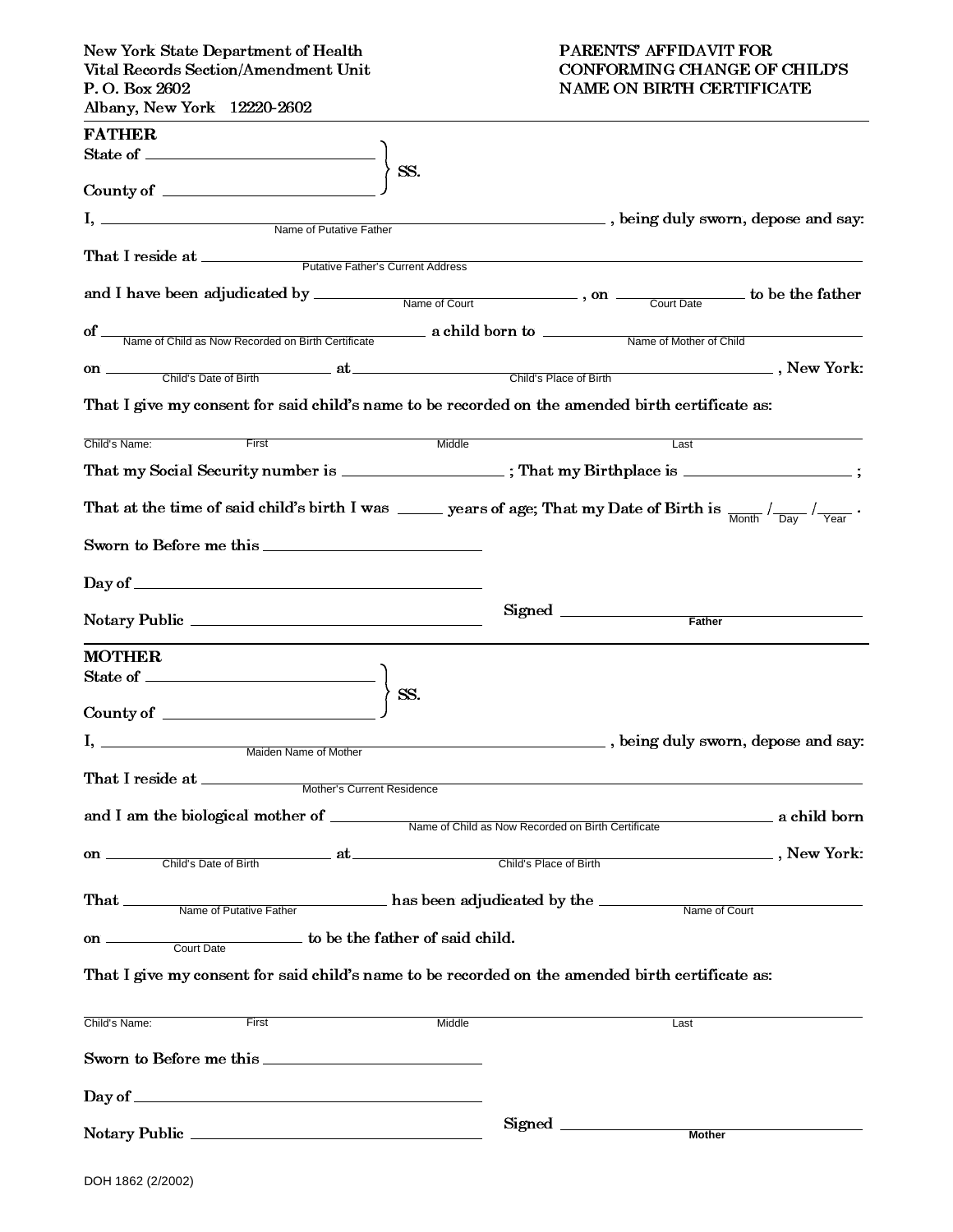New York State Department of Health
Vital Records Section/Amendment Unit
P. O. Box 2602
Albany, New York 12220-2602

**PARENTS' AFFIDAVIT FOR CONFORMING CHANGE OF CHILD'S NAME ON BIRTH CERTIFICATE**

## FATHER

State of ______________________ }
County of ______________________ } SS.

I, ______________________ (Name of Putative Father), being duly sworn, depose and say:

That I reside at ______________________ (Putative Father's Current Address)

and I have been adjudicated by ______________ (Name of Court), on ______________ (Court Date) to be the father

of ______________________ (Name of Child as Now Recorded on Birth Certificate) a child born to ______________________ (Name of Mother of Child)

on ______________ (Child's Date of Birth) at ______________________ (Child's Place of Birth), New York:

That I give my consent for said child's name to be recorded on the amended birth certificate as:

Child's Name: ______________ (First) ______________ (Middle) ______________ (Last)

That my Social Security number is ______________ ; That my Birthplace is ______________ ;

That at the time of said child's birth I was ______ years of age; That my Date of Birth is ____ / ____ / ____ (Month / Day / Year).

Sworn to Before me this ______________________

Day of ______________________

Notary Public ______________________

Signed ______________________ (Father)

## MOTHER

State of ______________________ }
County of ______________________ } SS.

I, ______________________ (Maiden Name of Mother), being duly sworn, depose and say:

That I reside at ______________________ (Mother's Current Residence)

and I am the biological mother of ______________________ (Name of Child as Now Recorded on Birth Certificate) a child born

on ______________ (Child's Date of Birth) at ______________________ (Child's Place of Birth), New York:

That ______________ (Name of Putative Father) has been adjudicated by the ______________ (Name of Court)

on ______________ (Court Date) to be the father of said child.

That I give my consent for said child's name to be recorded on the amended birth certificate as:

Child's Name: ______________ (First) ______________ (Middle) ______________ (Last)

Sworn to Before me this ______________________

Day of ______________________

Notary Public ______________________

Signed ______________________ (Mother)

DOH 1862 (2/2002)